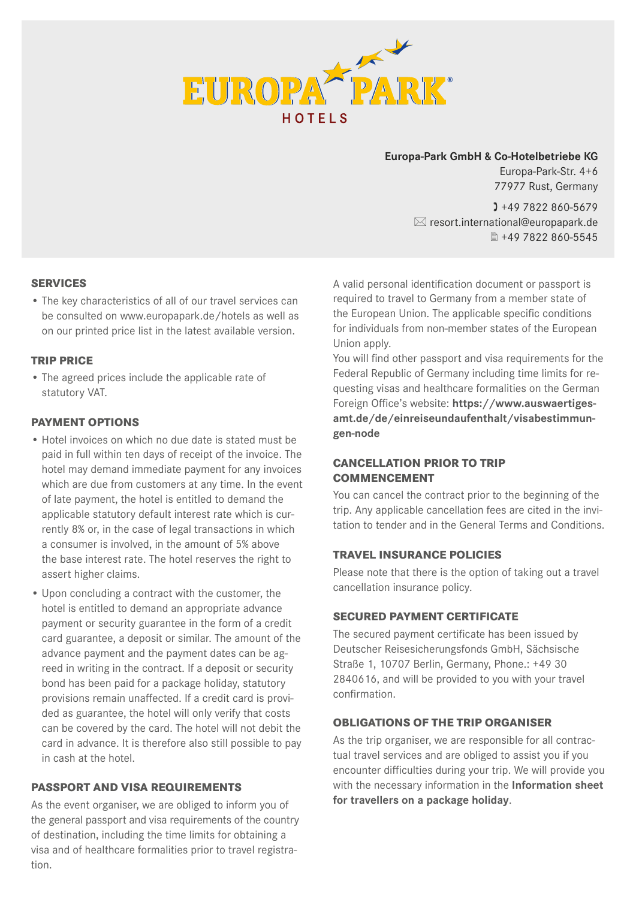# EUROPA PARK HOTELS

**Europa-Park GmbH & Co-Hotelbetriebe KG**
Europa-Park-Str. 4+6
77977 Rust, Germany

+49 7822 860-5679
resort.international@europapark.de
+49 7822 860-5545

## SERVICES

- The key characteristics of all of our travel services can be consulted on www.europapark.de/hotels as well as on our printed price list in the latest available version.

## TRIP PRICE

- The agreed prices include the applicable rate of statutory VAT.

## PAYMENT OPTIONS

- Hotel invoices on which no due date is stated must be paid in full within ten days of receipt of the invoice. The hotel may demand immediate payment for any invoices which are due from customers at any time. In the event of late payment, the hotel is entitled to demand the applicable statutory default interest rate which is currently 8% or, in the case of legal transactions in which a consumer is involved, in the amount of 5% above the base interest rate. The hotel reserves the right to assert higher claims.
- Upon concluding a contract with the customer, the hotel is entitled to demand an appropriate advance payment or security guarantee in the form of a credit card guarantee, a deposit or similar. The amount of the advance payment and the payment dates can be agreed in writing in the contract. If a deposit or security bond has been paid for a package holiday, statutory provisions remain unaffected. If a credit card is provided as guarantee, the hotel will only verify that costs can be covered by the card. The hotel will not debit the card in advance. It is therefore also still possible to pay in cash at the hotel.

## PASSPORT AND VISA REQUIREMENTS

As the event organiser, we are obliged to inform you of the general passport and visa requirements of the country of destination, including the time limits for obtaining a visa and of healthcare formalities prior to travel registration.

A valid personal identification document or passport is required to travel to Germany from a member state of the European Union. The applicable specific conditions for individuals from non-member states of the European Union apply.
You will find other passport and visa requirements for the Federal Republic of Germany including time limits for requesting visas and healthcare formalities on the German Foreign Office's website: **https://www.auswaertiges-amt.de/de/einreiseundaufenthalt/visabestimmungen-node**

## CANCELLATION PRIOR TO TRIP COMMENCEMENT

You can cancel the contract prior to the beginning of the trip. Any applicable cancellation fees are cited in the invitation to tender and in the General Terms and Conditions.

## TRAVEL INSURANCE POLICIES

Please note that there is the option of taking out a travel cancellation insurance policy.

## SECURED PAYMENT CERTIFICATE

The secured payment certificate has been issued by Deutscher Reisesicherungsfonds GmbH, Sächsische Straße 1, 10707 Berlin, Germany, Phone.: +49 30 2840616, and will be provided to you with your travel confirmation.

## OBLIGATIONS OF THE TRIP ORGANISER

As the trip organiser, we are responsible for all contractual travel services and are obliged to assist you if you encounter difficulties during your trip. We will provide you with the necessary information in the **Information sheet for travellers on a package holiday**.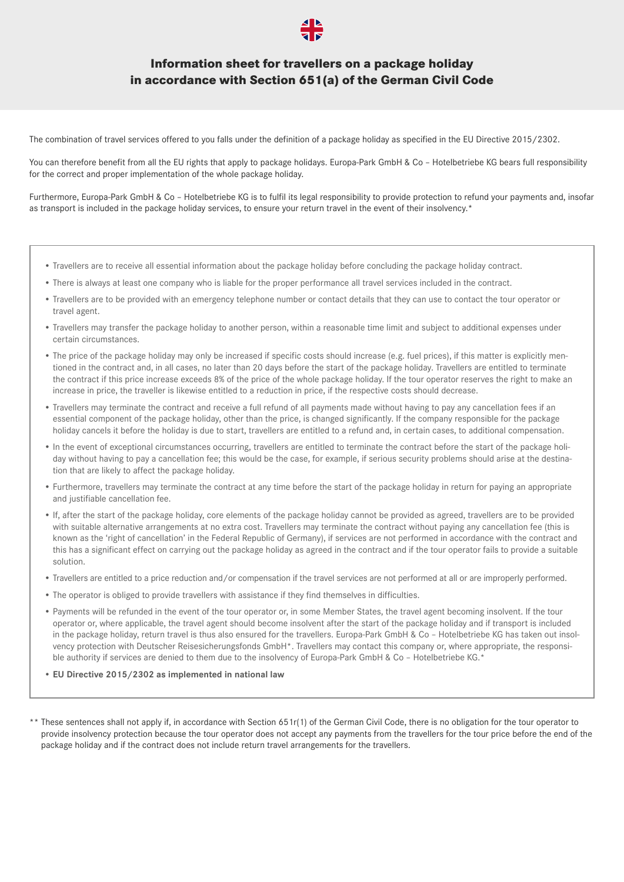## Information sheet for travellers on a package holiday in accordance with Section 651(a) of the German Civil Code

The combination of travel services offered to you falls under the definition of a package holiday as specified in the EU Directive 2015/2302.

You can therefore benefit from all the EU rights that apply to package holidays. Europa-Park GmbH & Co – Hotelbetriebe KG bears full responsibility for the correct and proper implementation of the whole package holiday.

Furthermore, Europa-Park GmbH & Co – Hotelbetriebe KG is to fulfil its legal responsibility to provide protection to refund your payments and, insofar as transport is included in the package holiday services, to ensure your return travel in the event of their insolvency.*

- Travellers are to receive all essential information about the package holiday before concluding the package holiday contract.
- There is always at least one company who is liable for the proper performance all travel services included in the contract.
- Travellers are to be provided with an emergency telephone number or contact details that they can use to contact the tour operator or travel agent.
- Travellers may transfer the package holiday to another person, within a reasonable time limit and subject to additional expenses under certain circumstances.
- The price of the package holiday may only be increased if specific costs should increase (e.g. fuel prices), if this matter is explicitly mentioned in the contract and, in all cases, no later than 20 days before the start of the package holiday. Travellers are entitled to terminate the contract if this price increase exceeds 8% of the price of the whole package holiday. If the tour operator reserves the right to make an increase in price, the traveller is likewise entitled to a reduction in price, if the respective costs should decrease.
- Travellers may terminate the contract and receive a full refund of all payments made without having to pay any cancellation fees if an essential component of the package holiday, other than the price, is changed significantly. If the company responsible for the package holiday cancels it before the holiday is due to start, travellers are entitled to a refund and, in certain cases, to additional compensation.
- In the event of exceptional circumstances occurring, travellers are entitled to terminate the contract before the start of the package holiday without having to pay a cancellation fee; this would be the case, for example, if serious security problems should arise at the destination that are likely to affect the package holiday.
- Furthermore, travellers may terminate the contract at any time before the start of the package holiday in return for paying an appropriate and justifiable cancellation fee.
- If, after the start of the package holiday, core elements of the package holiday cannot be provided as agreed, travellers are to be provided with suitable alternative arrangements at no extra cost. Travellers may terminate the contract without paying any cancellation fee (this is known as the 'right of cancellation' in the Federal Republic of Germany), if services are not performed in accordance with the contract and this has a significant effect on carrying out the package holiday as agreed in the contract and if the tour operator fails to provide a suitable solution.
- Travellers are entitled to a price reduction and/or compensation if the travel services are not performed at all or are improperly performed.
- The operator is obliged to provide travellers with assistance if they find themselves in difficulties.
- Payments will be refunded in the event of the tour operator or, in some Member States, the travel agent becoming insolvent. If the tour operator or, where applicable, the travel agent should become insolvent after the start of the package holiday and if transport is included in the package holiday, return travel is thus also ensured for the travellers. Europa-Park GmbH & Co – Hotelbetriebe KG has taken out insolvency protection with Deutscher Reisesicherungsfonds GmbH*. Travellers may contact this company or, where appropriate, the responsible authority if services are denied to them due to the insolvency of Europa-Park GmbH & Co – Hotelbetriebe KG.*
- **EU Directive 2015/2302 as implemented in national law**

** These sentences shall not apply if, in accordance with Section 651r(1) of the German Civil Code, there is no obligation for the tour operator to provide insolvency protection because the tour operator does not accept any payments from the travellers for the tour price before the end of the package holiday and if the contract does not include return travel arrangements for the travellers.